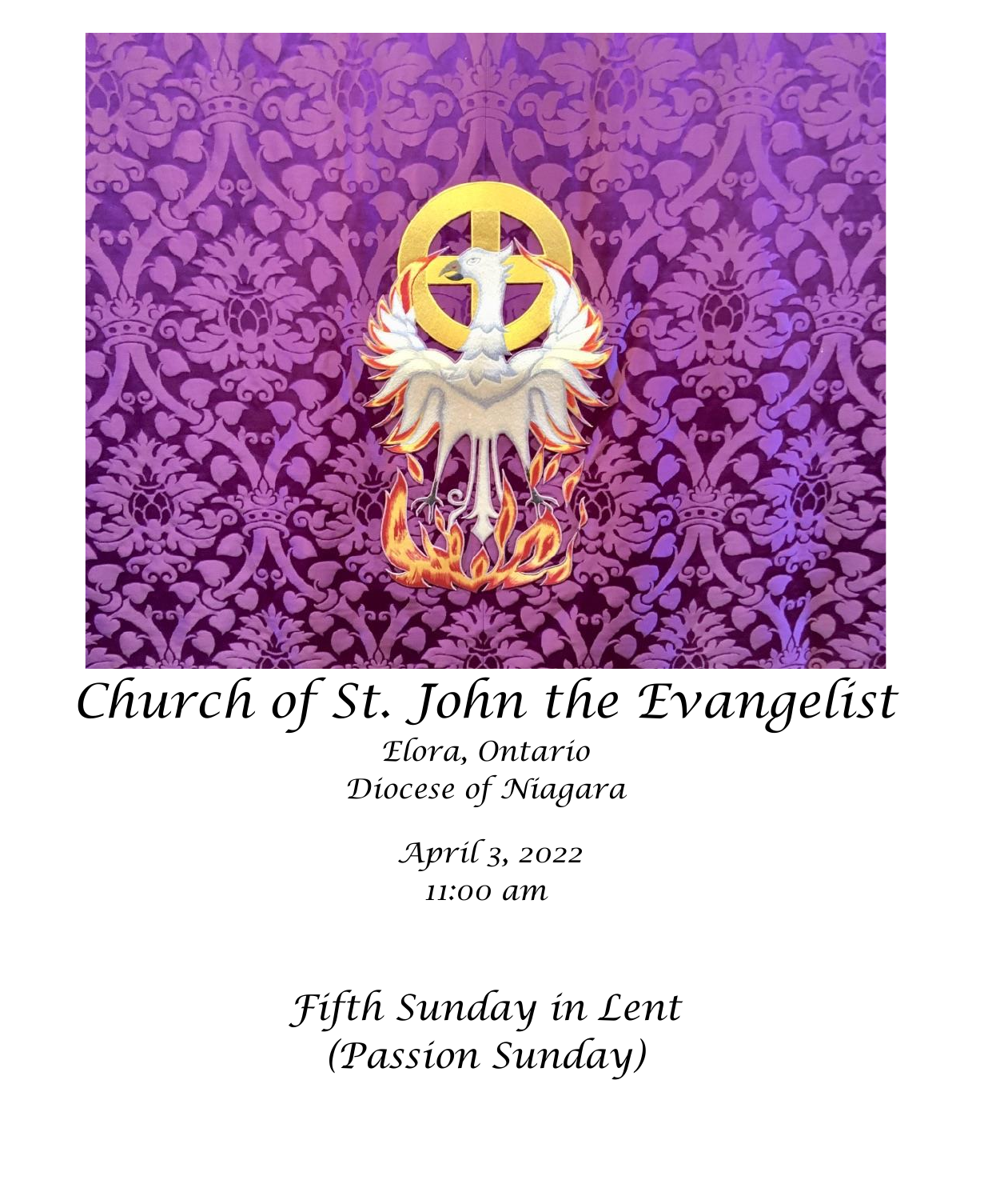# Church of St. John the Evangelist

*Elora, Ontario*
*Diocese of Niagara*

*April 3, 2022*
*11:00 am*

## *Fifth Sunday in Lent*
## *(Passion Sunday)*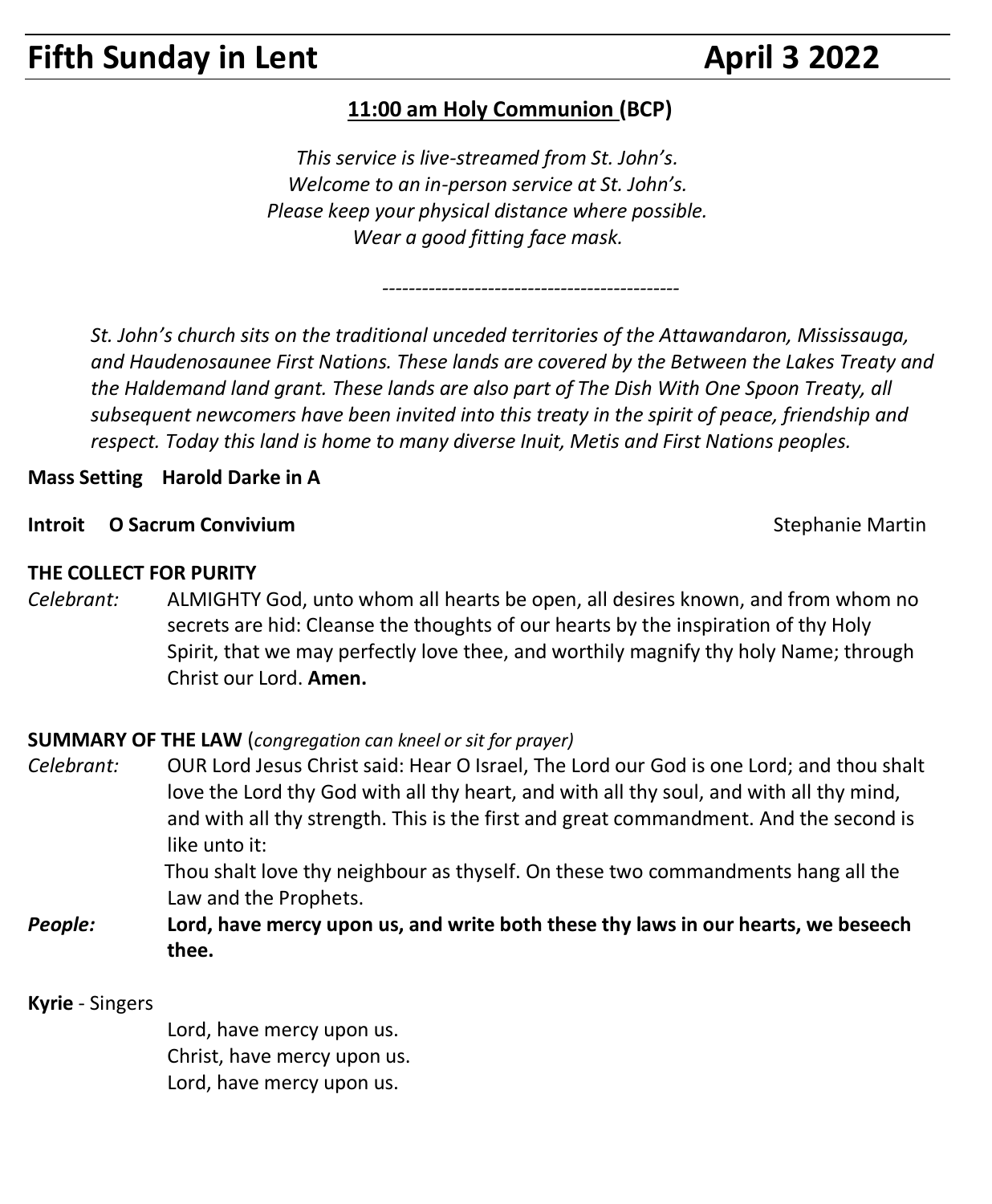# Fifth Sunday in Lent April 3 2022

**11:00 am Holy Communion (BCP)**

*This service is live-streamed from St. John's.*
*Welcome to an in-person service at St. John's.*
*Please keep your physical distance where possible.*
*Wear a good fitting face mask.*

---

*St. John's church sits on the traditional unceded territories of the Attawandaron, Mississauga, and Haudenosaunee First Nations. These lands are covered by the Between the Lakes Treaty and the Haldemand land grant. These lands are also part of The Dish With One Spoon Treaty, all subsequent newcomers have been invited into this treaty in the spirit of peace, friendship and respect. Today this land is home to many diverse Inuit, Metis and First Nations peoples.*

**Mass Setting Harold Darke in A**

**Introit O Sacrum Convivium** Stephanie Martin

**THE COLLECT FOR PURITY**

*Celebrant:* ALMIGHTY God, unto whom all hearts be open, all desires known, and from whom no secrets are hid: Cleanse the thoughts of our hearts by the inspiration of thy Holy Spirit, that we may perfectly love thee, and worthily magnify thy holy Name; through Christ our Lord. **Amen.**

**SUMMARY OF THE LAW** (*congregation can kneel or sit for prayer)*

*Celebrant:* OUR Lord Jesus Christ said: Hear O Israel, The Lord our God is one Lord; and thou shalt love the Lord thy God with all thy heart, and with all thy soul, and with all thy mind, and with all thy strength. This is the first and great commandment. And the second is like unto it:
Thou shalt love thy neighbour as thyself. On these two commandments hang all the Law and the Prophets.

***People:*** **Lord, have mercy upon us, and write both these thy laws in our hearts, we beseech thee.**

**Kyrie** - Singers

Lord, have mercy upon us.
Christ, have mercy upon us.
Lord, have mercy upon us.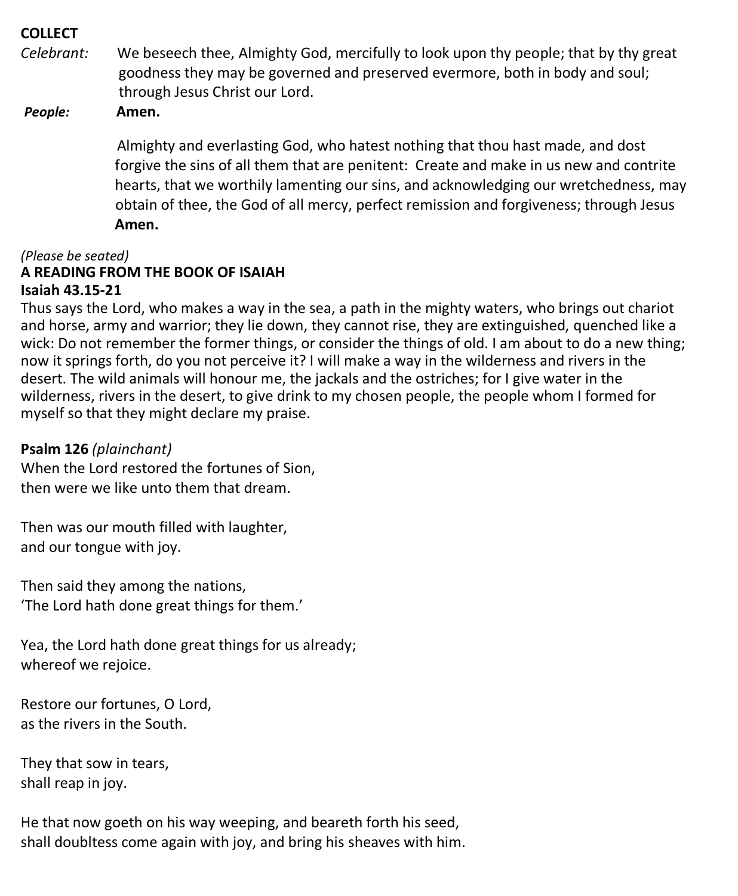**COLLECT**

*Celebrant:* We beseech thee, Almighty God, mercifully to look upon thy people; that by thy great goodness they may be governed and preserved evermore, both in body and soul; through Jesus Christ our Lord.

***People:*** **Amen.**

Almighty and everlasting God, who hatest nothing that thou hast made, and dost forgive the sins of all them that are penitent: Create and make in us new and contrite hearts, that we worthily lamenting our sins, and acknowledging our wretchedness, may obtain of thee, the God of all mercy, perfect remission and forgiveness; through Jesus

**Amen.**

*(Please be seated)*

**A READING FROM THE BOOK OF ISAIAH**

**Isaiah 43.15-21**

Thus says the Lord, who makes a way in the sea, a path in the mighty waters, who brings out chariot and horse, army and warrior; they lie down, they cannot rise, they are extinguished, quenched like a wick: Do not remember the former things, or consider the things of old. I am about to do a new thing; now it springs forth, do you not perceive it? I will make a way in the wilderness and rivers in the desert. The wild animals will honour me, the jackals and the ostriches; for I give water in the wilderness, rivers in the desert, to give drink to my chosen people, the people whom I formed for myself so that they might declare my praise.

**Psalm 126** *(plainchant)*

When the Lord restored the fortunes of Sion,
then were we like unto them that dream.

Then was our mouth filled with laughter,
and our tongue with joy.

Then said they among the nations,
'The Lord hath done great things for them.'

Yea, the Lord hath done great things for us already;
whereof we rejoice.

Restore our fortunes, O Lord,
as the rivers in the South.

They that sow in tears,
shall reap in joy.

He that now goeth on his way weeping, and beareth forth his seed,
shall doubltess come again with joy, and bring his sheaves with him.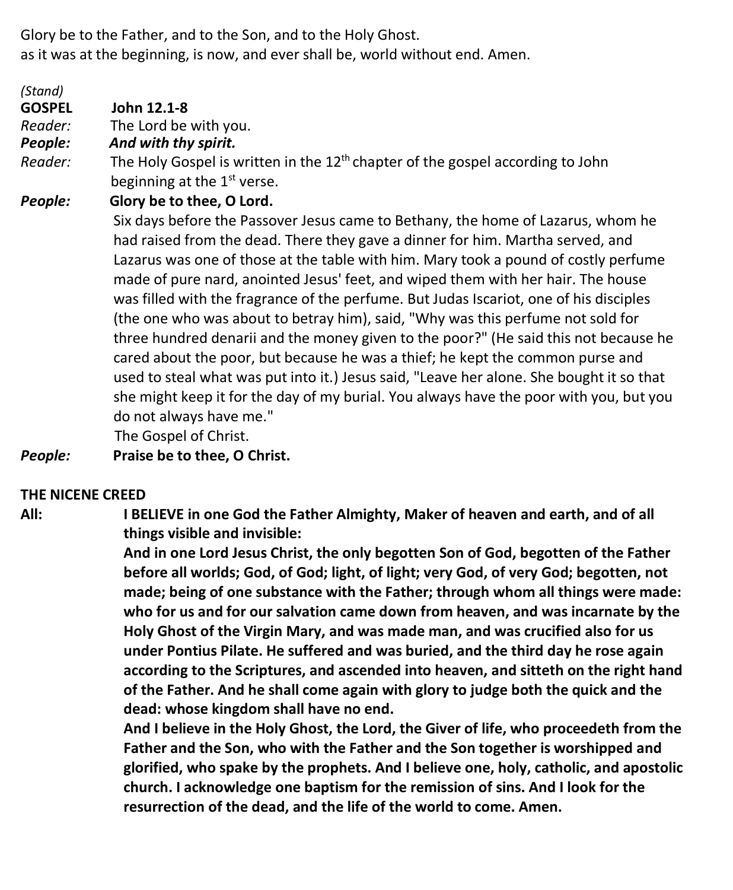Glory be to the Father, and to the Son, and to the Holy Ghost.
as it was at the beginning, is now, and ever shall be, world without end. Amen.

*(Stand)*

**GOSPEL** **John 12.1-8**

*Reader:* The Lord be with you.

***People:*** ***And with thy spirit.***

*Reader:* The Holy Gospel is written in the 12th chapter of the gospel according to John beginning at the 1st verse.

***People:*** **Glory be to thee, O Lord.**

Six days before the Passover Jesus came to Bethany, the home of Lazarus, whom he had raised from the dead. There they gave a dinner for him. Martha served, and Lazarus was one of those at the table with him. Mary took a pound of costly perfume made of pure nard, anointed Jesus' feet, and wiped them with her hair. The house was filled with the fragrance of the perfume. But Judas Iscariot, one of his disciples (the one who was about to betray him), said, "Why was this perfume not sold for three hundred denarii and the money given to the poor?" (He said this not because he cared about the poor, but because he was a thief; he kept the common purse and used to steal what was put into it.) Jesus said, "Leave her alone. She bought it so that she might keep it for the day of my burial. You always have the poor with you, but you do not always have me."

The Gospel of Christ.

***People:*** **Praise be to thee, O Christ.**

**THE NICENE CREED**

**All:** **I BELIEVE in one God the Father Almighty, Maker of heaven and earth, and of all things visible and invisible:**

**And in one Lord Jesus Christ, the only begotten Son of God, begotten of the Father before all worlds; God, of God; light, of light; very God, of very God; begotten, not made; being of one substance with the Father; through whom all things were made: who for us and for our salvation came down from heaven, and was incarnate by the Holy Ghost of the Virgin Mary, and was made man, and was crucified also for us under Pontius Pilate. He suffered and was buried, and the third day he rose again according to the Scriptures, and ascended into heaven, and sitteth on the right hand of the Father. And he shall come again with glory to judge both the quick and the dead: whose kingdom shall have no end.**

**And I believe in the Holy Ghost, the Lord, the Giver of life, who proceedeth from the Father and the Son, who with the Father and the Son together is worshipped and glorified, who spake by the prophets. And I believe one, holy, catholic, and apostolic church. I acknowledge one baptism for the remission of sins. And I look for the resurrection of the dead, and the life of the world to come. Amen.**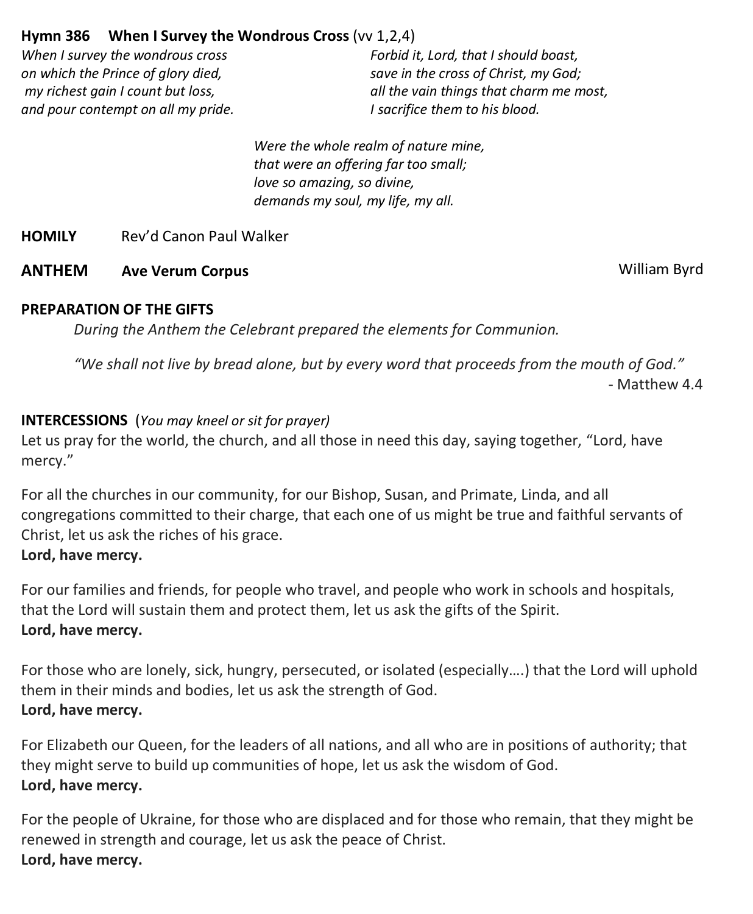**Hymn 386 When I Survey the Wondrous Cross** (vv 1,2,4)

*When I survey the wondrous cross*
*on which the Prince of glory died,*
*my richest gain I count but loss,*
*and pour contempt on all my pride.*

*Forbid it, Lord, that I should boast,*
*save in the cross of Christ, my God;*
*all the vain things that charm me most,*
*I sacrifice them to his blood.*

*Were the whole realm of nature mine,*
*that were an offering far too small;*
*love so amazing, so divine,*
*demands my soul, my life, my all.*

**HOMILY** Rev'd Canon Paul Walker

**ANTHEM** **Ave Verum Corpus** William Byrd

**PREPARATION OF THE GIFTS**

*During the Anthem the Celebrant prepared the elements for Communion.*

*"We shall not live by bread alone, but by every word that proceeds from the mouth of God."*
- Matthew 4.4

**INTERCESSIONS** (*You may kneel or sit for prayer)*

Let us pray for the world, the church, and all those in need this day, saying together, "Lord, have mercy."

For all the churches in our community, for our Bishop, Susan, and Primate, Linda, and all congregations committed to their charge, that each one of us might be true and faithful servants of Christ, let us ask the riches of his grace.
**Lord, have mercy.**

For our families and friends, for people who travel, and people who work in schools and hospitals, that the Lord will sustain them and protect them, let us ask the gifts of the Spirit.
**Lord, have mercy.**

For those who are lonely, sick, hungry, persecuted, or isolated (especially….) that the Lord will uphold them in their minds and bodies, let us ask the strength of God.
**Lord, have mercy.**

For Elizabeth our Queen, for the leaders of all nations, and all who are in positions of authority; that they might serve to build up communities of hope, let us ask the wisdom of God.
**Lord, have mercy.**

For the people of Ukraine, for those who are displaced and for those who remain, that they might be renewed in strength and courage, let us ask the peace of Christ.
**Lord, have mercy.**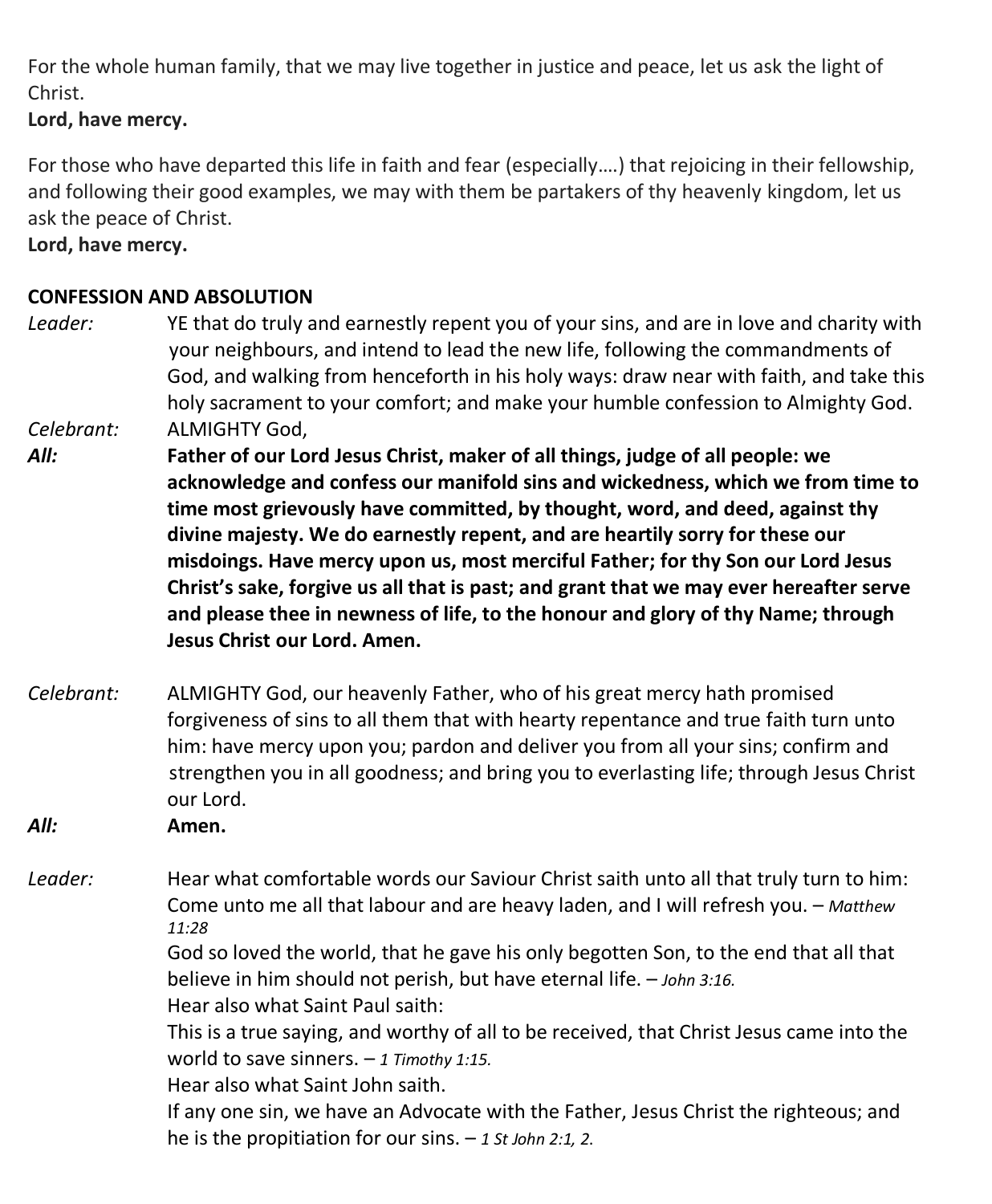For the whole human family, that we may live together in justice and peace, let us ask the light of Christ.
**Lord, have mercy.**

For those who have departed this life in faith and fear (especially….) that rejoicing in their fellowship, and following their good examples, we may with them be partakers of thy heavenly kingdom, let us ask the peace of Christ.
**Lord, have mercy.**

**CONFESSION AND ABSOLUTION**

*Leader:* YE that do truly and earnestly repent you of your sins, and are in love and charity with your neighbours, and intend to lead the new life, following the commandments of God, and walking from henceforth in his holy ways: draw near with faith, and take this holy sacrament to your comfort; and make your humble confession to Almighty God.

*Celebrant:* ALMIGHTY God,

***All:*** **Father of our Lord Jesus Christ, maker of all things, judge of all people: we acknowledge and confess our manifold sins and wickedness, which we from time to time most grievously have committed, by thought, word, and deed, against thy divine majesty. We do earnestly repent, and are heartily sorry for these our misdoings. Have mercy upon us, most merciful Father; for thy Son our Lord Jesus Christ's sake, forgive us all that is past; and grant that we may ever hereafter serve and please thee in newness of life, to the honour and glory of thy Name; through Jesus Christ our Lord. Amen.**

*Celebrant:* ALMIGHTY God, our heavenly Father, who of his great mercy hath promised forgiveness of sins to all them that with hearty repentance and true faith turn unto him: have mercy upon you; pardon and deliver you from all your sins; confirm and strengthen you in all goodness; and bring you to everlasting life; through Jesus Christ our Lord.

***All:*** **Amen.**

*Leader:* Hear what comfortable words our Saviour Christ saith unto all that truly turn to him:
Come unto me all that labour and are heavy laden, and I will refresh you. – *Matthew 11:28*
God so loved the world, that he gave his only begotten Son, to the end that all that believe in him should not perish, but have eternal life. – *John 3:16.*
Hear also what Saint Paul saith:
This is a true saying, and worthy of all to be received, that Christ Jesus came into the world to save sinners. – *1 Timothy 1:15.*
Hear also what Saint John saith.
If any one sin, we have an Advocate with the Father, Jesus Christ the righteous; and he is the propitiation for our sins. – *1 St John 2:1, 2.*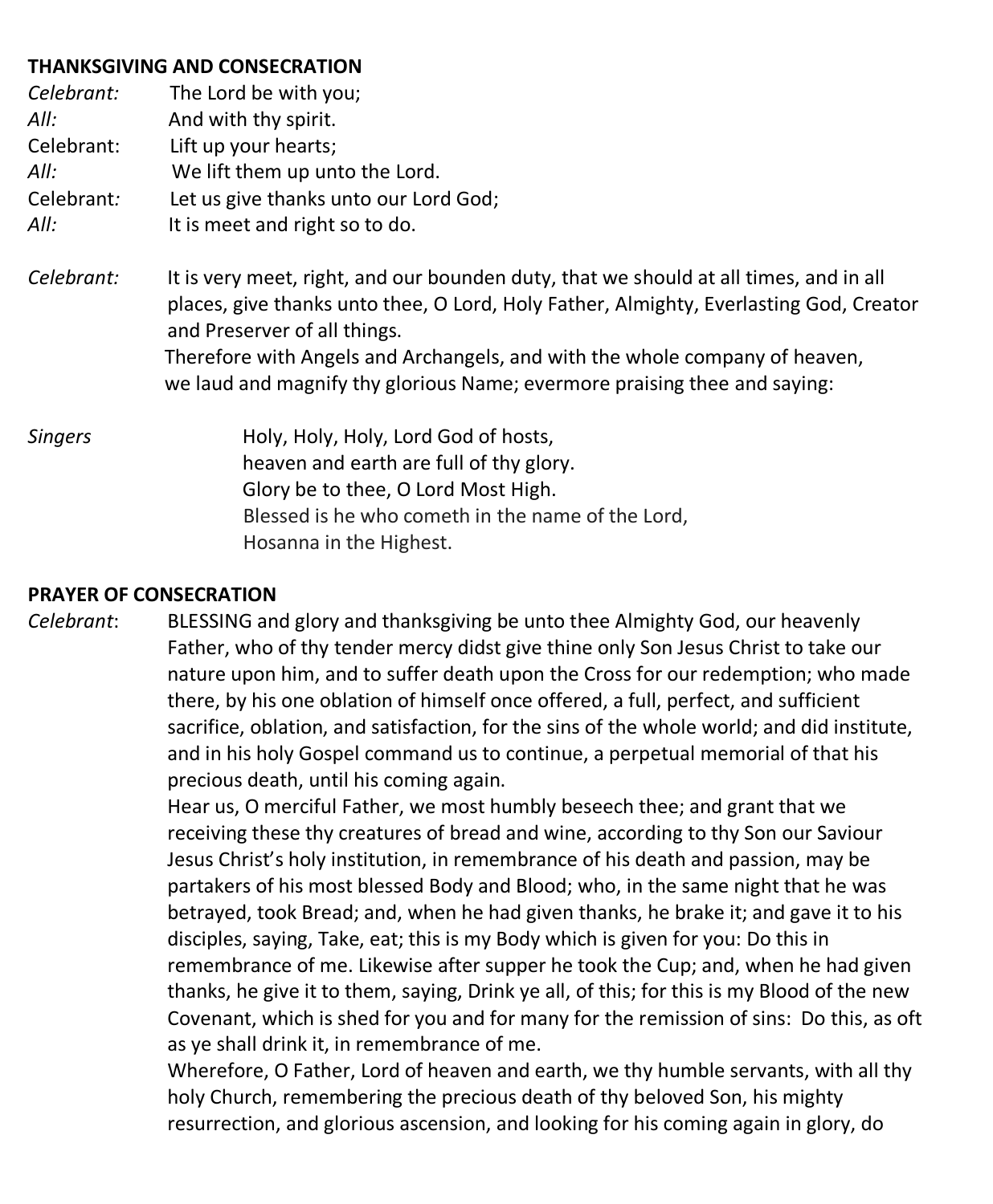**THANKSGIVING AND CONSECRATION**

*Celebrant:* The Lord be with you;
*All:* And with thy spirit.
Celebrant: Lift up your hearts;
*All:* We lift them up unto the Lord.
Celebrant*:* Let us give thanks unto our Lord God;
*All:* It is meet and right so to do.

*Celebrant:* It is very meet, right, and our bounden duty, that we should at all times, and in all places, give thanks unto thee, O Lord, Holy Father, Almighty, Everlasting God, Creator and Preserver of all things.
Therefore with Angels and Archangels, and with the whole company of heaven, we laud and magnify thy glorious Name; evermore praising thee and saying:

*Singers*
Holy, Holy, Holy, Lord God of hosts,
heaven and earth are full of thy glory.
Glory be to thee, O Lord Most High.
Blessed is he who cometh in the name of the Lord,
Hosanna in the Highest.

**PRAYER OF CONSECRATION**

*Celebrant*: BLESSING and glory and thanksgiving be unto thee Almighty God, our heavenly Father, who of thy tender mercy didst give thine only Son Jesus Christ to take our nature upon him, and to suffer death upon the Cross for our redemption; who made there, by his one oblation of himself once offered, a full, perfect, and sufficient sacrifice, oblation, and satisfaction, for the sins of the whole world; and did institute, and in his holy Gospel command us to continue, a perpetual memorial of that his precious death, until his coming again.
Hear us, O merciful Father, we most humbly beseech thee; and grant that we receiving these thy creatures of bread and wine, according to thy Son our Saviour Jesus Christ's holy institution, in remembrance of his death and passion, may be partakers of his most blessed Body and Blood; who, in the same night that he was betrayed, took Bread; and, when he had given thanks, he brake it; and gave it to his disciples, saying, Take, eat; this is my Body which is given for you: Do this in remembrance of me. Likewise after supper he took the Cup; and, when he had given thanks, he give it to them, saying, Drink ye all, of this; for this is my Blood of the new Covenant, which is shed for you and for many for the remission of sins: Do this, as oft as ye shall drink it, in remembrance of me.
Wherefore, O Father, Lord of heaven and earth, we thy humble servants, with all thy holy Church, remembering the precious death of thy beloved Son, his mighty resurrection, and glorious ascension, and looking for his coming again in glory, do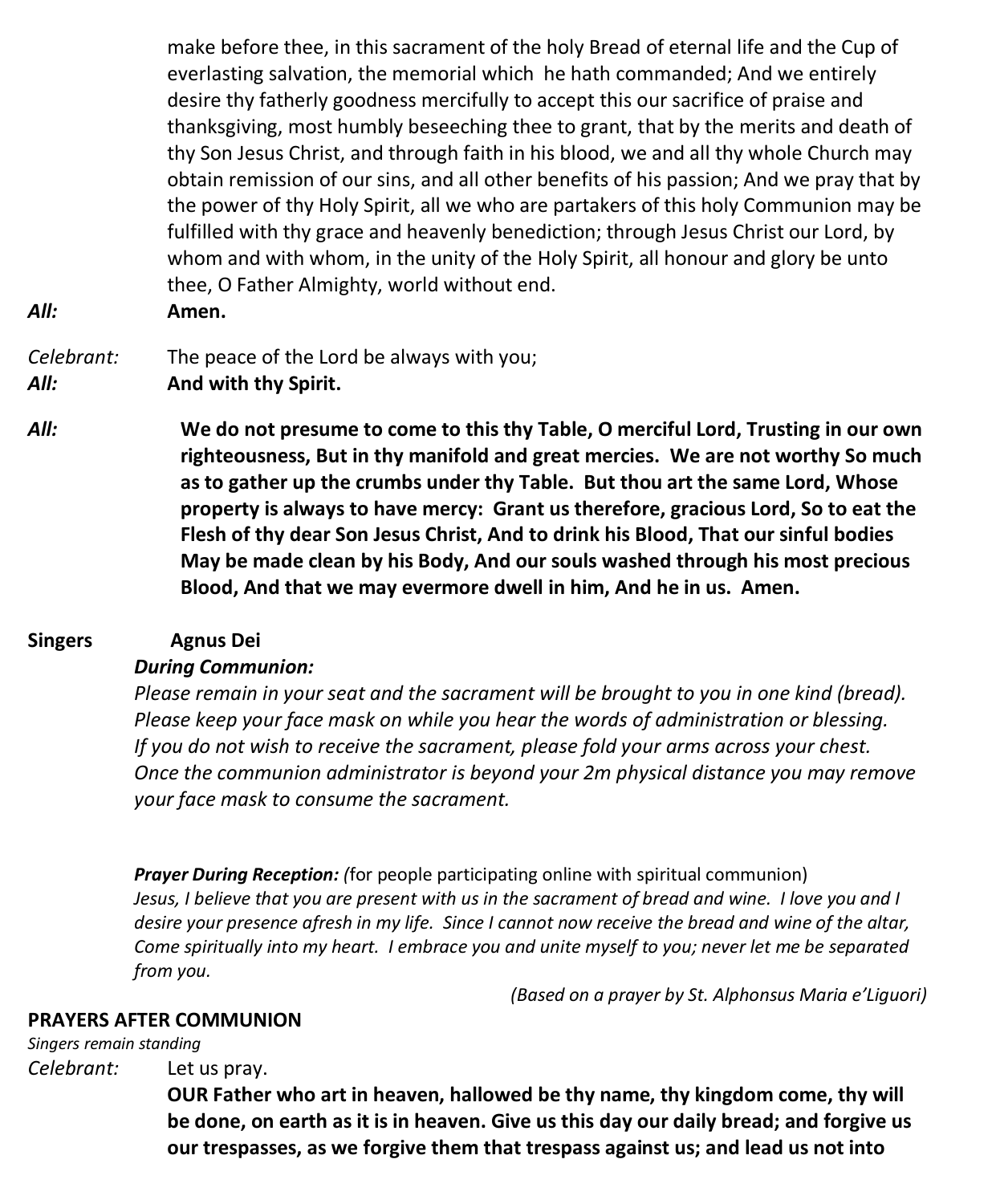make before thee, in this sacrament of the holy Bread of eternal life and the Cup of everlasting salvation, the memorial which he hath commanded; And we entirely desire thy fatherly goodness mercifully to accept this our sacrifice of praise and thanksgiving, most humbly beseeching thee to grant, that by the merits and death of thy Son Jesus Christ, and through faith in his blood, we and all thy whole Church may obtain remission of our sins, and all other benefits of his passion; And we pray that by the power of thy Holy Spirit, all we who are partakers of this holy Communion may be fulfilled with thy grace and heavenly benediction; through Jesus Christ our Lord, by whom and with whom, in the unity of the Holy Spirit, all honour and glory be unto thee, O Father Almighty, world without end.

***All:*** **Amen.**

*Celebrant:* The peace of the Lord be always with you;

***All:*** **And with thy Spirit.**

***All:*** **We do not presume to come to this thy Table, O merciful Lord, Trusting in our own righteousness, But in thy manifold and great mercies. We are not worthy So much as to gather up the crumbs under thy Table. But thou art the same Lord, Whose property is always to have mercy: Grant us therefore, gracious Lord, So to eat the Flesh of thy dear Son Jesus Christ, And to drink his Blood, That our sinful bodies May be made clean by his Body, And our souls washed through his most precious Blood, And that we may evermore dwell in him, And he in us. Amen.**

**Singers** **Agnus Dei**

***During Communion:***

*Please remain in your seat and the sacrament will be brought to you in one kind (bread). Please keep your face mask on while you hear the words of administration or blessing. If you do not wish to receive the sacrament, please fold your arms across your chest. Once the communion administrator is beyond your 2m physical distance you may remove your face mask to consume the sacrament.*

***Prayer During Reception:*** *(*for people participating online with spiritual communion)

*Jesus, I believe that you are present with us in the sacrament of bread and wine. I love you and I desire your presence afresh in my life. Since I cannot now receive the bread and wine of the altar, Come spiritually into my heart. I embrace you and unite myself to you; never let me be separated from you.*

*(Based on a prayer by St. Alphonsus Maria e'Liguori)*

**PRAYERS AFTER COMMUNION**

*Singers remain standing*

*Celebrant:* Let us pray.

**OUR Father who art in heaven, hallowed be thy name, thy kingdom come, thy will be done, on earth as it is in heaven. Give us this day our daily bread; and forgive us our trespasses, as we forgive them that trespass against us; and lead us not into**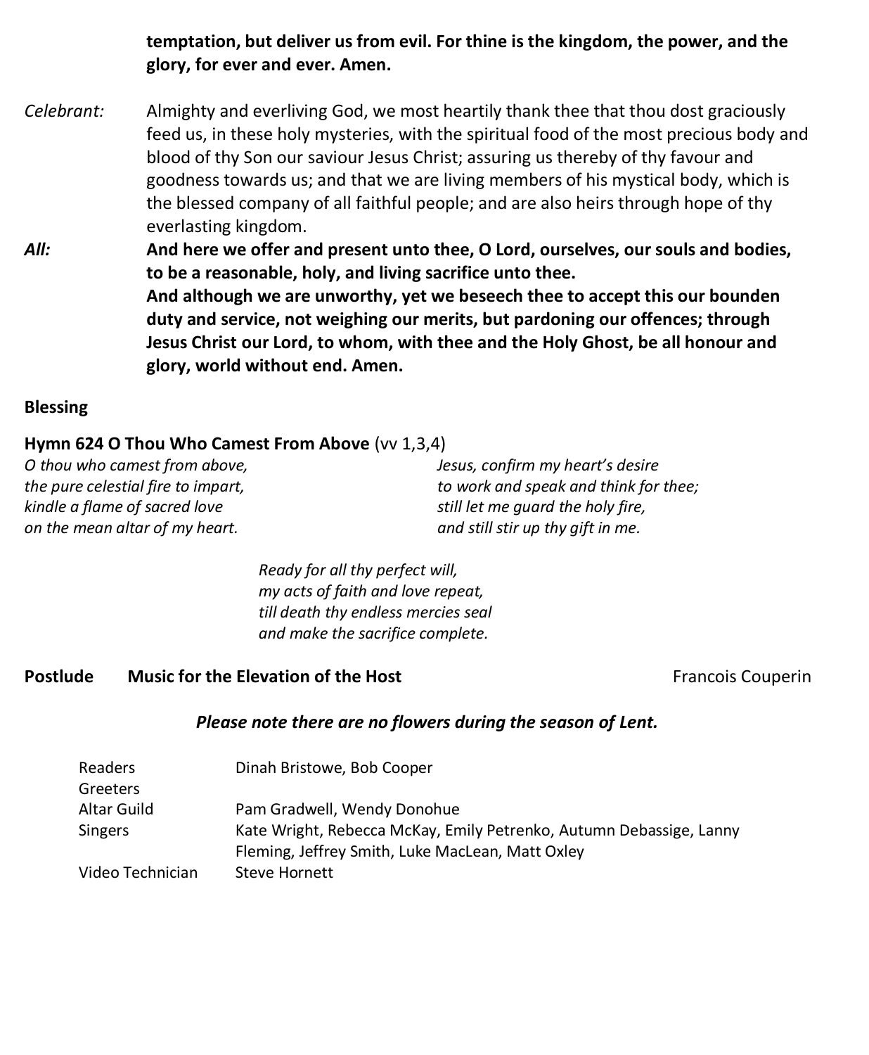**temptation, but deliver us from evil. For thine is the kingdom, the power, and the glory, for ever and ever. Amen.**

*Celebrant:* Almighty and everliving God, we most heartily thank thee that thou dost graciously feed us, in these holy mysteries, with the spiritual food of the most precious body and blood of thy Son our saviour Jesus Christ; assuring us thereby of thy favour and goodness towards us; and that we are living members of his mystical body, which is the blessed company of all faithful people; and are also heirs through hope of thy everlasting kingdom.

***All:*** **And here we offer and present unto thee, O Lord, ourselves, our souls and bodies, to be a reasonable, holy, and living sacrifice unto thee.**
**And although we are unworthy, yet we beseech thee to accept this our bounden duty and service, not weighing our merits, but pardoning our offences; through Jesus Christ our Lord, to whom, with thee and the Holy Ghost, be all honour and glory, world without end. Amen.**

**Blessing**

**Hymn 624 O Thou Who Camest From Above** (vv 1,3,4)

*O thou who camest from above,*
*the pure celestial fire to impart,*
*kindle a flame of sacred love*
*on the mean altar of my heart.*

*Jesus, confirm my heart's desire*
*to work and speak and think for thee;*
*still let me guard the holy fire,*
*and still stir up thy gift in me.*

*Ready for all thy perfect will,*
*my acts of faith and love repeat,*
*till death thy endless mercies seal*
*and make the sacrifice complete.*

**Postlude Music for the Elevation of the Host** Francois Couperin

***Please note there are no flowers during the season of Lent.***

| | |
|---|---|
| Readers | Dinah Bristowe, Bob Cooper |
| Greeters | |
| Altar Guild | Pam Gradwell, Wendy Donohue |
| Singers | Kate Wright, Rebecca McKay, Emily Petrenko, Autumn Debassige, Lanny Fleming, Jeffrey Smith, Luke MacLean, Matt Oxley |
| Video Technician | Steve Hornett |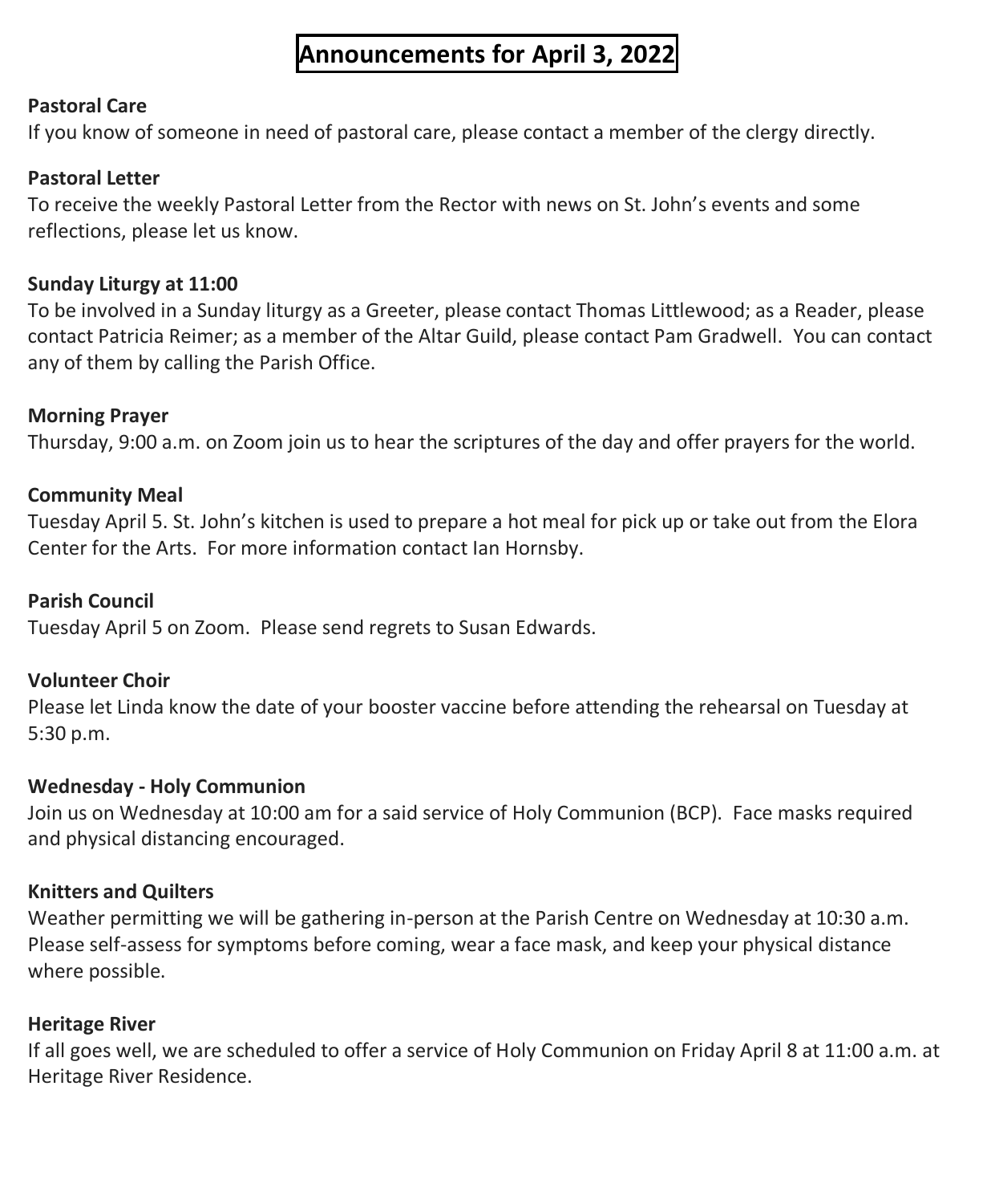# Announcements for April 3, 2022

**Pastoral Care**
If you know of someone in need of pastoral care, please contact a member of the clergy directly.

**Pastoral Letter**
To receive the weekly Pastoral Letter from the Rector with news on St. John's events and some reflections, please let us know.

**Sunday Liturgy at 11:00**
To be involved in a Sunday liturgy as a Greeter, please contact Thomas Littlewood; as a Reader, please contact Patricia Reimer; as a member of the Altar Guild, please contact Pam Gradwell. You can contact any of them by calling the Parish Office.

**Morning Prayer**
Thursday, 9:00 a.m. on Zoom join us to hear the scriptures of the day and offer prayers for the world.

**Community Meal**
Tuesday April 5. St. John's kitchen is used to prepare a hot meal for pick up or take out from the Elora Center for the Arts. For more information contact Ian Hornsby.

**Parish Council**
Tuesday April 5 on Zoom. Please send regrets to Susan Edwards.

**Volunteer Choir**
Please let Linda know the date of your booster vaccine before attending the rehearsal on Tuesday at 5:30 p.m.

**Wednesday - Holy Communion**
Join us on Wednesday at 10:00 am for a said service of Holy Communion (BCP). Face masks required and physical distancing encouraged.

**Knitters and Quilters**
Weather permitting we will be gathering in-person at the Parish Centre on Wednesday at 10:30 a.m. Please self-assess for symptoms before coming, wear a face mask, and keep your physical distance where possible.

**Heritage River**
If all goes well, we are scheduled to offer a service of Holy Communion on Friday April 8 at 11:00 a.m. at Heritage River Residence.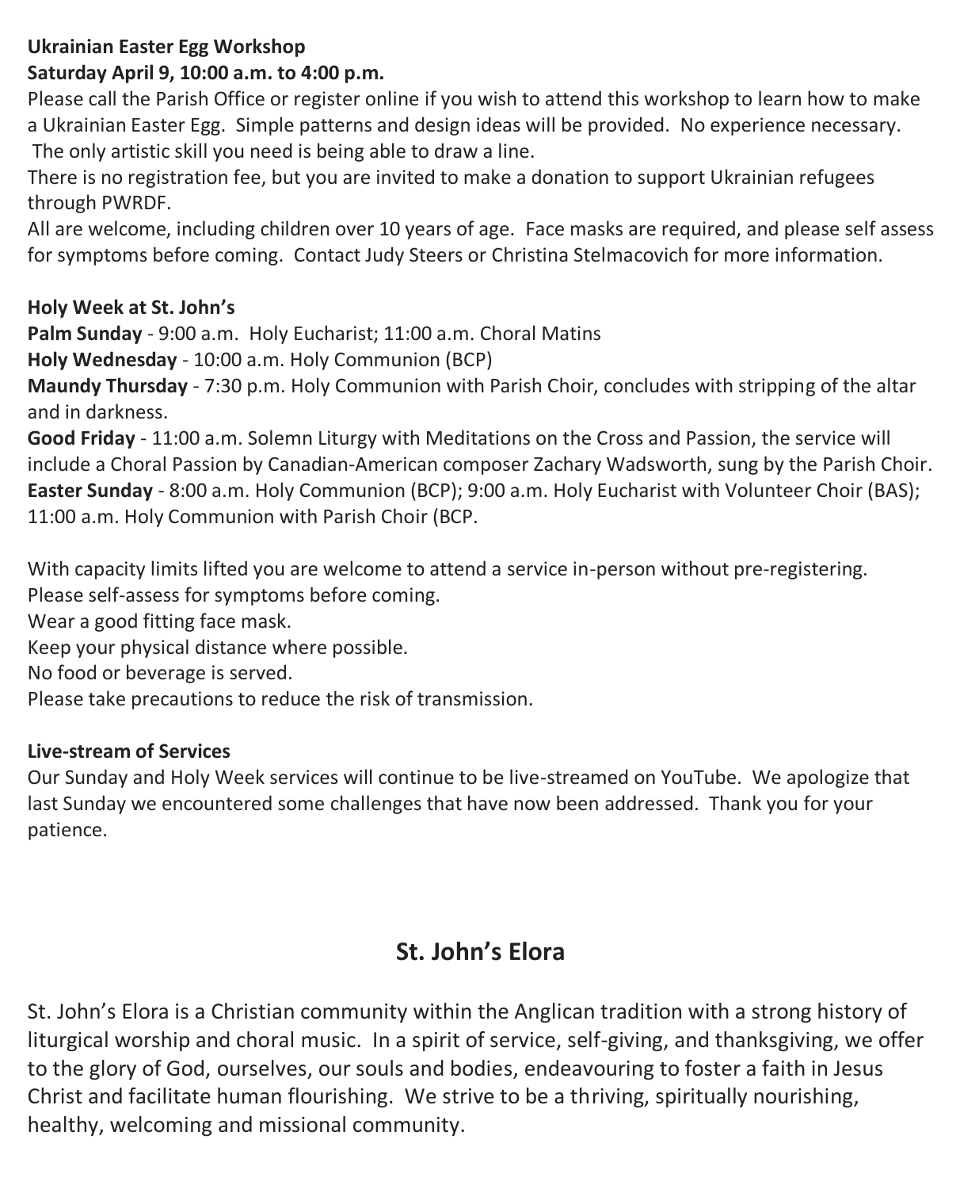**Ukrainian Easter Egg Workshop**
**Saturday April 9, 10:00 a.m. to 4:00 p.m.**

Please call the Parish Office or register online if you wish to attend this workshop to learn how to make a Ukrainian Easter Egg. Simple patterns and design ideas will be provided. No experience necessary. The only artistic skill you need is being able to draw a line.

There is no registration fee, but you are invited to make a donation to support Ukrainian refugees through PWRDF.

All are welcome, including children over 10 years of age. Face masks are required, and please self assess for symptoms before coming. Contact Judy Steers or Christina Stelmacovich for more information.

**Holy Week at St. John's**

**Palm Sunday** - 9:00 a.m. Holy Eucharist; 11:00 a.m. Choral Matins
**Holy Wednesday** - 10:00 a.m. Holy Communion (BCP)
**Maundy Thursday** - 7:30 p.m. Holy Communion with Parish Choir, concludes with stripping of the altar and in darkness.
**Good Friday** - 11:00 a.m. Solemn Liturgy with Meditations on the Cross and Passion, the service will include a Choral Passion by Canadian-American composer Zachary Wadsworth, sung by the Parish Choir.
**Easter Sunday** - 8:00 a.m. Holy Communion (BCP); 9:00 a.m. Holy Eucharist with Volunteer Choir (BAS); 11:00 a.m. Holy Communion with Parish Choir (BCP.

With capacity limits lifted you are welcome to attend a service in-person without pre-registering.
Please self-assess for symptoms before coming.
Wear a good fitting face mask.
Keep your physical distance where possible.
No food or beverage is served.
Please take precautions to reduce the risk of transmission.

**Live-stream of Services**

Our Sunday and Holy Week services will continue to be live-streamed on YouTube. We apologize that last Sunday we encountered some challenges that have now been addressed. Thank you for your patience.

## St. John's Elora

St. John's Elora is a Christian community within the Anglican tradition with a strong history of liturgical worship and choral music. In a spirit of service, self-giving, and thanksgiving, we offer to the glory of God, ourselves, our souls and bodies, endeavouring to foster a faith in Jesus Christ and facilitate human flourishing. We strive to be a thriving, spiritually nourishing, healthy, welcoming and missional community.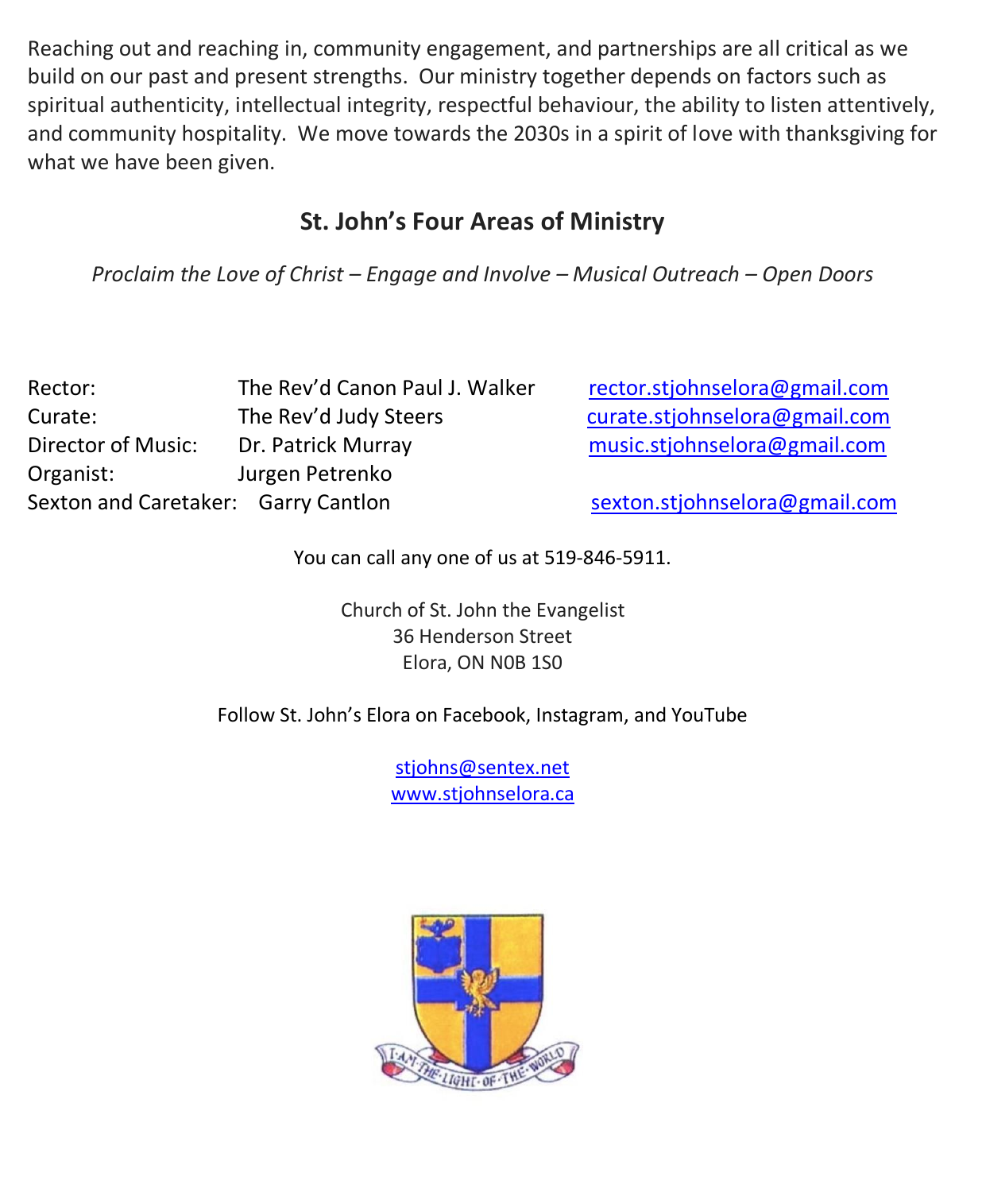Reaching out and reaching in, community engagement, and partnerships are all critical as we build on our past and present strengths. Our ministry together depends on factors such as spiritual authenticity, intellectual integrity, respectful behaviour, the ability to listen attentively, and community hospitality. We move towards the 2030s in a spirit of love with thanksgiving for what we have been given.

## St. John's Four Areas of Ministry

*Proclaim the Love of Christ – Engage and Involve – Musical Outreach – Open Doors*

| | | |
|---|---|---|
| Rector: | The Rev'd Canon Paul J. Walker | rector.stjohnselora@gmail.com |
| Curate: | The Rev'd Judy Steers | curate.stjohnselora@gmail.com |
| Director of Music: | Dr. Patrick Murray | music.stjohnselora@gmail.com |
| Organist: | Jurgen Petrenko | |
| Sexton and Caretaker: | Garry Cantlon | sexton.stjohnselora@gmail.com |

You can call any one of us at 519-846-5911.

Church of St. John the Evangelist
36 Henderson Street
Elora, ON N0B 1S0

Follow St. John's Elora on Facebook, Instagram, and YouTube

stjohns@sentex.net
www.stjohnselora.ca

I·AM·THE·LIGHT·OF·THE·WORLD